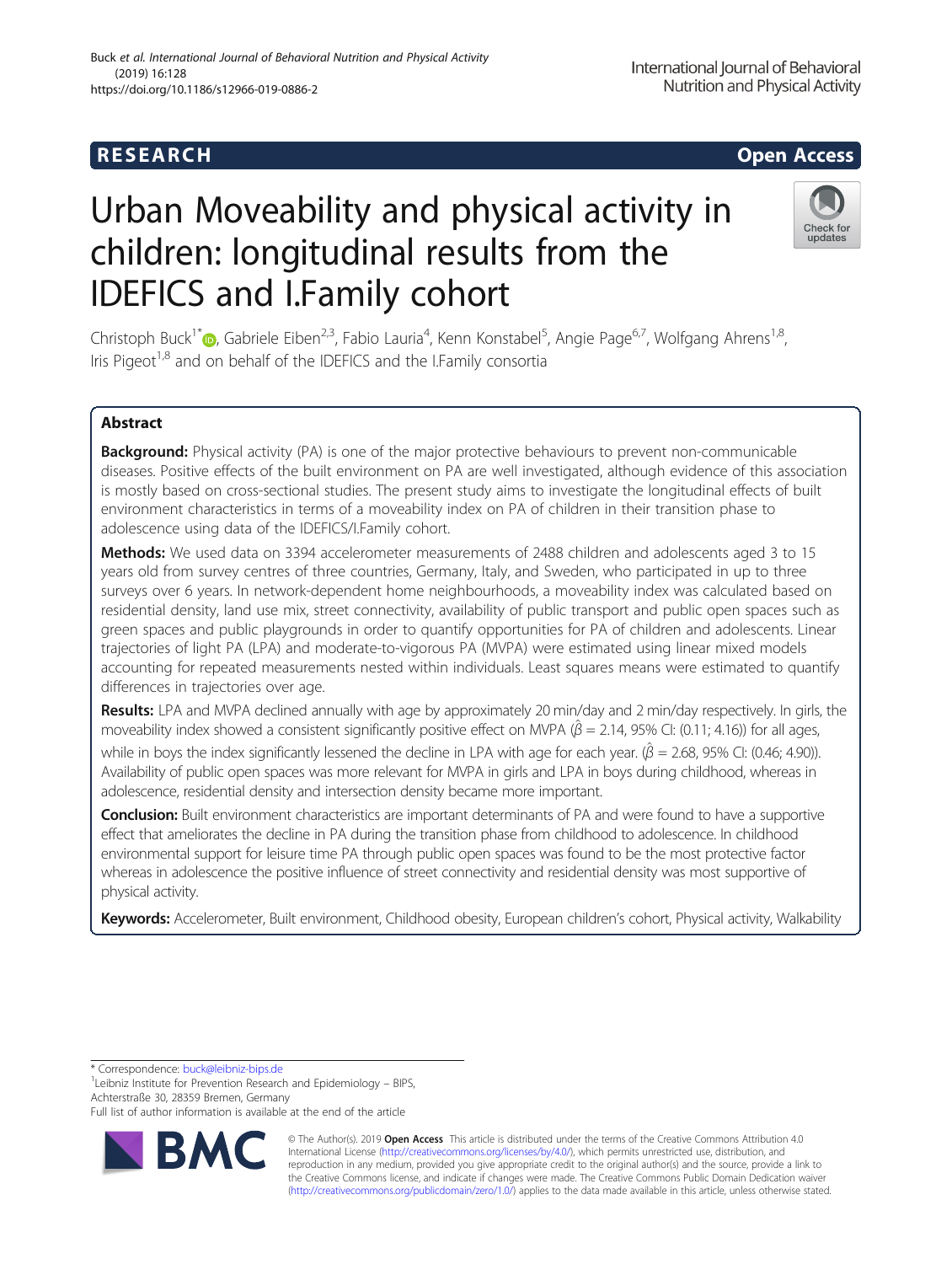RESEARCH

Open Access

# Urban Moveability and physical activity in children: longitudinal results from the IDEFICS and I.Family cohort

Christoph Buck[1*], Gabriele Eiben[2,3], Fabio Lauria[4], Kenn Konstabel[5], Angie Page[6,7], Wolfgang Ahrens[1,8], Iris Pigeot[1,8] and on behalf of the IDEFICS and the I.Family consortia

## Abstract

**Background:** Physical activity (PA) is one of the major protective behaviours to prevent non-communicable diseases. Positive effects of the built environment on PA are well investigated, although evidence of this association is mostly based on cross-sectional studies. The present study aims to investigate the longitudinal effects of built environment characteristics in terms of a moveability index on PA of children in their transition phase to adolescence using data of the IDEFICS/I.Family cohort.

**Methods:** We used data on 3394 accelerometer measurements of 2488 children and adolescents aged 3 to 15 years old from survey centres of three countries, Germany, Italy, and Sweden, who participated in up to three surveys over 6 years. In network-dependent home neighbourhoods, a moveability index was calculated based on residential density, land use mix, street connectivity, availability of public transport and public open spaces such as green spaces and public playgrounds in order to quantify opportunities for PA of children and adolescents. Linear trajectories of light PA (LPA) and moderate-to-vigorous PA (MVPA) were estimated using linear mixed models accounting for repeated measurements nested within individuals. Least squares means were estimated to quantify differences in trajectories over age.

**Results:** LPA and MVPA declined annually with age by approximately 20 min/day and 2 min/day respectively. In girls, the moveability index showed a consistent significantly positive effect on MVPA ($\hat{\beta}$ = 2.14, 95% CI: (0.11; 4.16)) for all ages, while in boys the index significantly lessened the decline in LPA with age for each year. ($\hat{\beta}$ = 2.68, 95% CI: (0.46; 4.90)). Availability of public open spaces was more relevant for MVPA in girls and LPA in boys during childhood, whereas in adolescence, residential density and intersection density became more important.

**Conclusion:** Built environment characteristics are important determinants of PA and were found to have a supportive effect that ameliorates the decline in PA during the transition phase from childhood to adolescence. In childhood environmental support for leisure time PA through public open spaces was found to be the most protective factor whereas in adolescence the positive influence of street connectivity and residential density was most supportive of physical activity.

**Keywords:** Accelerometer, Built environment, Childhood obesity, European children's cohort, Physical activity, Walkability

---

\* Correspondence: buck@leibniz-bips.de

[1]Leibniz Institute for Prevention Research and Epidemiology – BIPS, Achterstraße 30, 28359 Bremen, Germany

Full list of author information is available at the end of the article

© The Author(s). 2019 **Open Access** This article is distributed under the terms of the Creative Commons Attribution 4.0 International License (http://creativecommons.org/licenses/by/4.0/), which permits unrestricted use, distribution, and reproduction in any medium, provided you give appropriate credit to the original author(s) and the source, provide a link to the Creative Commons license, and indicate if changes were made. The Creative Commons Public Domain Dedication waiver (http://creativecommons.org/publicdomain/zero/1.0/) applies to the data made available in this article, unless otherwise stated.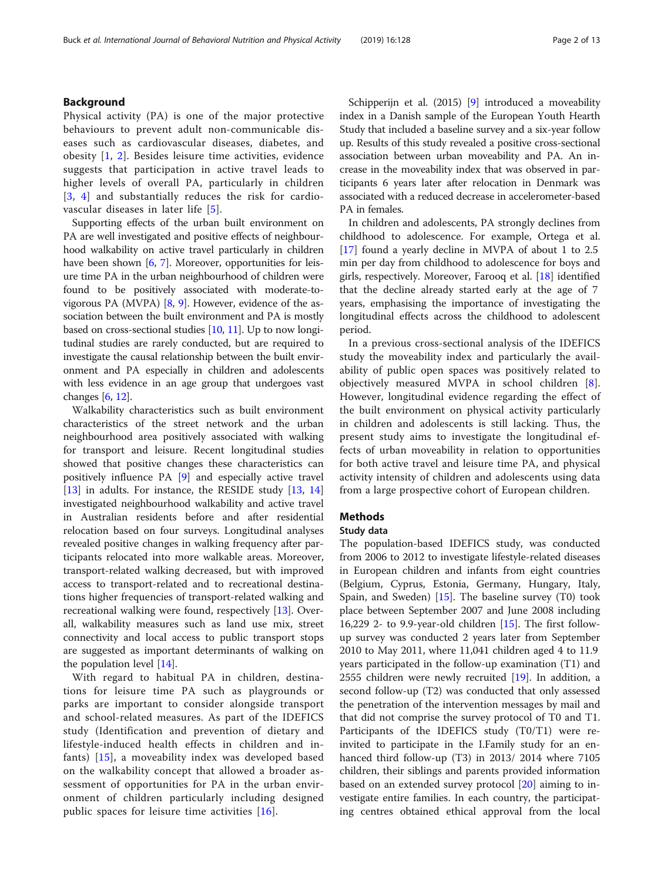## Background

Physical activity (PA) is one of the major protective behaviours to prevent adult non-communicable diseases such as cardiovascular diseases, diabetes, and obesity [1, 2]. Besides leisure time activities, evidence suggests that participation in active travel leads to higher levels of overall PA, particularly in children [3, 4] and substantially reduces the risk for cardiovascular diseases in later life [5].

Supporting effects of the urban built environment on PA are well investigated and positive effects of neighbourhood walkability on active travel particularly in children have been shown [6, 7]. Moreover, opportunities for leisure time PA in the urban neighbourhood of children were found to be positively associated with moderate-to-vigorous PA (MVPA) [8, 9]. However, evidence of the association between the built environment and PA is mostly based on cross-sectional studies [10, 11]. Up to now longitudinal studies are rarely conducted, but are required to investigate the causal relationship between the built environment and PA especially in children and adolescents with less evidence in an age group that undergoes vast changes [6, 12].

Walkability characteristics such as built environment characteristics of the street network and the urban neighbourhood area positively associated with walking for transport and leisure. Recent longitudinal studies showed that positive changes these characteristics can positively influence PA [9] and especially active travel [13] in adults. For instance, the RESIDE study [13, 14] investigated neighbourhood walkability and active travel in Australian residents before and after residential relocation based on four surveys. Longitudinal analyses revealed positive changes in walking frequency after participants relocated into more walkable areas. Moreover, transport-related walking decreased, but with improved access to transport-related and to recreational destinations higher frequencies of transport-related walking and recreational walking were found, respectively [13]. Overall, walkability measures such as land use mix, street connectivity and local access to public transport stops are suggested as important determinants of walking on the population level [14].

With regard to habitual PA in children, destinations for leisure time PA such as playgrounds or parks are important to consider alongside transport and school-related measures. As part of the IDEFICS study (Identification and prevention of dietary and lifestyle-induced health effects in children and infants) [15], a moveability index was developed based on the walkability concept that allowed a broader assessment of opportunities for PA in the urban environment of children particularly including designed public spaces for leisure time activities [16].

Schipperijn et al. (2015) [9] introduced a moveability index in a Danish sample of the European Youth Hearth Study that included a baseline survey and a six-year follow up. Results of this study revealed a positive cross-sectional association between urban moveability and PA. An increase in the moveability index that was observed in participants 6 years later after relocation in Denmark was associated with a reduced decrease in accelerometer-based PA in females.

In children and adolescents, PA strongly declines from childhood to adolescence. For example, Ortega et al. [17] found a yearly decline in MVPA of about 1 to 2.5 min per day from childhood to adolescence for boys and girls, respectively. Moreover, Farooq et al. [18] identified that the decline already started early at the age of 7 years, emphasising the importance of investigating the longitudinal effects across the childhood to adolescent period.

In a previous cross-sectional analysis of the IDEFICS study the moveability index and particularly the availability of public open spaces was positively related to objectively measured MVPA in school children [8]. However, longitudinal evidence regarding the effect of the built environment on physical activity particularly in children and adolescents is still lacking. Thus, the present study aims to investigate the longitudinal effects of urban moveability in relation to opportunities for both active travel and leisure time PA, and physical activity intensity of children and adolescents using data from a large prospective cohort of European children.

## Methods

### Study data

The population-based IDEFICS study, was conducted from 2006 to 2012 to investigate lifestyle-related diseases in European children and infants from eight countries (Belgium, Cyprus, Estonia, Germany, Hungary, Italy, Spain, and Sweden) [15]. The baseline survey (T0) took place between September 2007 and June 2008 including 16,229 2- to 9.9-year-old children [15]. The first follow-up survey was conducted 2 years later from September 2010 to May 2011, where 11,041 children aged 4 to 11.9 years participated in the follow-up examination (T1) and 2555 children were newly recruited [19]. In addition, a second follow-up (T2) was conducted that only assessed the penetration of the intervention messages by mail and that did not comprise the survey protocol of T0 and T1. Participants of the IDEFICS study (T0/T1) were re-invited to participate in the I.Family study for an enhanced third follow-up (T3) in 2013/ 2014 where 7105 children, their siblings and parents provided information based on an extended survey protocol [20] aiming to investigate entire families. In each country, the participating centres obtained ethical approval from the local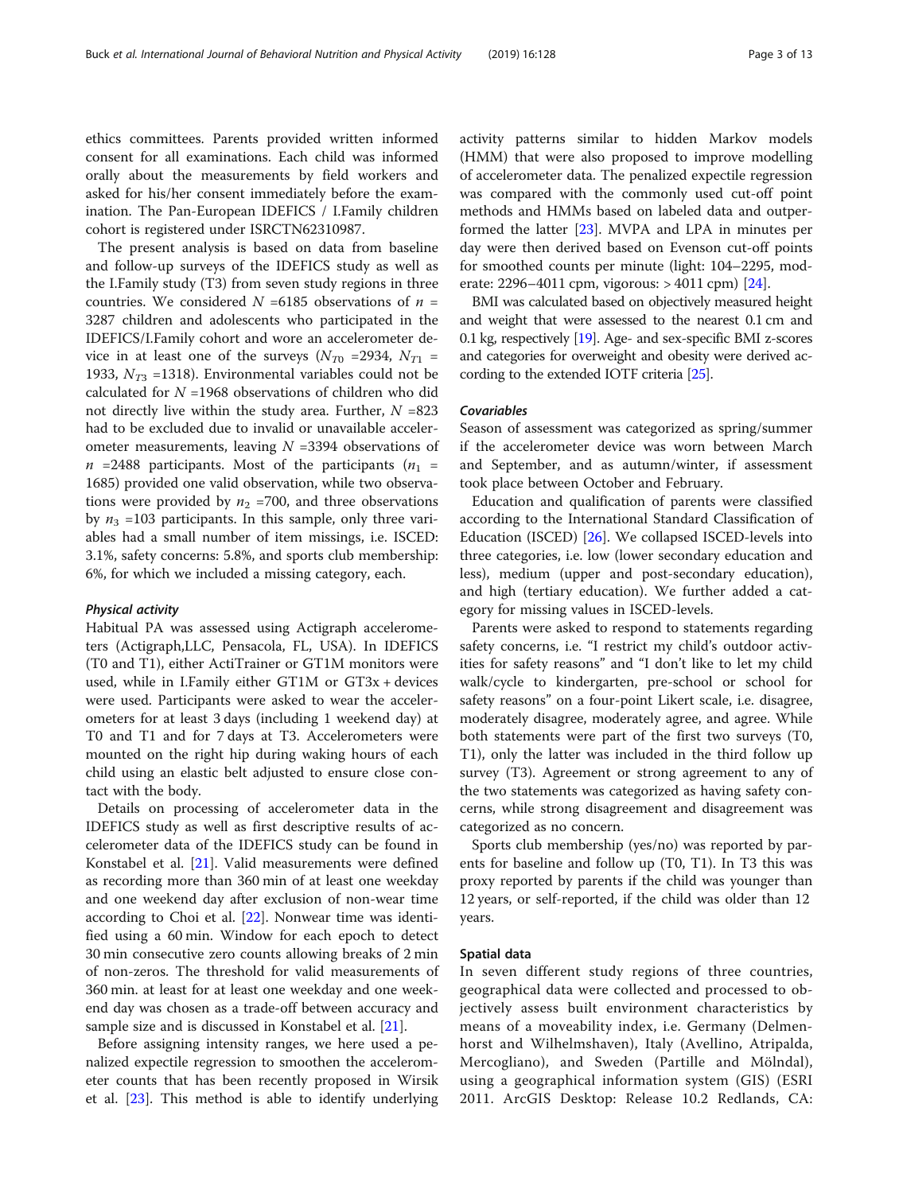ethics committees. Parents provided written informed consent for all examinations. Each child was informed orally about the measurements by field workers and asked for his/her consent immediately before the examination. The Pan-European IDEFICS / I.Family children cohort is registered under ISRCTN62310987.

The present analysis is based on data from baseline and follow-up surveys of the IDEFICS study as well as the I.Family study (T3) from seven study regions in three countries. We considered $N$ =6185 observations of $n$ = 3287 children and adolescents who participated in the IDEFICS/I.Family cohort and wore an accelerometer device in at least one of the surveys ($N_{T0}$ =2934, $N_{T1}$ = 1933, $N_{T3}$ =1318). Environmental variables could not be calculated for $N$ =1968 observations of children who did not directly live within the study area. Further, $N$ =823 had to be excluded due to invalid or unavailable accelerometer measurements, leaving $N$ =3394 observations of $n$ =2488 participants. Most of the participants ($n_1$ = 1685) provided one valid observation, while two observations were provided by $n_2$ =700, and three observations by $n_3$ =103 participants. In this sample, only three variables had a small number of item missings, i.e. ISCED: 3.1%, safety concerns: 5.8%, and sports club membership: 6%, for which we included a missing category, each.

#### *Physical activity*

Habitual PA was assessed using Actigraph accelerometers (Actigraph,LLC, Pensacola, FL, USA). In IDEFICS (T0 and T1), either ActiTrainer or GT1M monitors were used, while in I.Family either GT1M or GT3x + devices were used. Participants were asked to wear the accelerometers for at least 3 days (including 1 weekend day) at T0 and T1 and for 7 days at T3. Accelerometers were mounted on the right hip during waking hours of each child using an elastic belt adjusted to ensure close contact with the body.

Details on processing of accelerometer data in the IDEFICS study as well as first descriptive results of accelerometer data of the IDEFICS study can be found in Konstabel et al. [21]. Valid measurements were defined as recording more than 360 min of at least one weekday and one weekend day after exclusion of non-wear time according to Choi et al. [22]. Nonwear time was identified using a 60 min. Window for each epoch to detect 30 min consecutive zero counts allowing breaks of 2 min of non-zeros. The threshold for valid measurements of 360 min. at least for at least one weekday and one weekend day was chosen as a trade-off between accuracy and sample size and is discussed in Konstabel et al. [21].

Before assigning intensity ranges, we here used a penalized expectile regression to smoothen the accelerometer counts that has been recently proposed in Wirsik et al. [23]. This method is able to identify underlying activity patterns similar to hidden Markov models (HMM) that were also proposed to improve modelling of accelerometer data. The penalized expectile regression was compared with the commonly used cut-off point methods and HMMs based on labeled data and outperformed the latter [23]. MVPA and LPA in minutes per day were then derived based on Evenson cut-off points for smoothed counts per minute (light: 104–2295, moderate: 2296–4011 cpm, vigorous: > 4011 cpm) [24].

BMI was calculated based on objectively measured height and weight that were assessed to the nearest 0.1 cm and 0.1 kg, respectively [19]. Age- and sex-specific BMI z-scores and categories for overweight and obesity were derived according to the extended IOTF criteria [25].

#### *Covariables*

Season of assessment was categorized as spring/summer if the accelerometer device was worn between March and September, and as autumn/winter, if assessment took place between October and February.

Education and qualification of parents were classified according to the International Standard Classification of Education (ISCED) [26]. We collapsed ISCED-levels into three categories, i.e. low (lower secondary education and less), medium (upper and post-secondary education), and high (tertiary education). We further added a category for missing values in ISCED-levels.

Parents were asked to respond to statements regarding safety concerns, i.e. "I restrict my child's outdoor activities for safety reasons" and "I don't like to let my child walk/cycle to kindergarten, pre-school or school for safety reasons" on a four-point Likert scale, i.e. disagree, moderately disagree, moderately agree, and agree. While both statements were part of the first two surveys (T0, T1), only the latter was included in the third follow up survey (T3). Agreement or strong agreement to any of the two statements was categorized as having safety concerns, while strong disagreement and disagreement was categorized as no concern.

Sports club membership (yes/no) was reported by parents for baseline and follow up (T0, T1). In T3 this was proxy reported by parents if the child was younger than 12 years, or self-reported, if the child was older than 12 years.

### Spatial data

In seven different study regions of three countries, geographical data were collected and processed to objectively assess built environment characteristics by means of a moveability index, i.e. Germany (Delmenhorst and Wilhelmshaven), Italy (Avellino, Atripalda, Mercogliano), and Sweden (Partille and Mölndal), using a geographical information system (GIS) (ESRI 2011. ArcGIS Desktop: Release 10.2 Redlands, CA: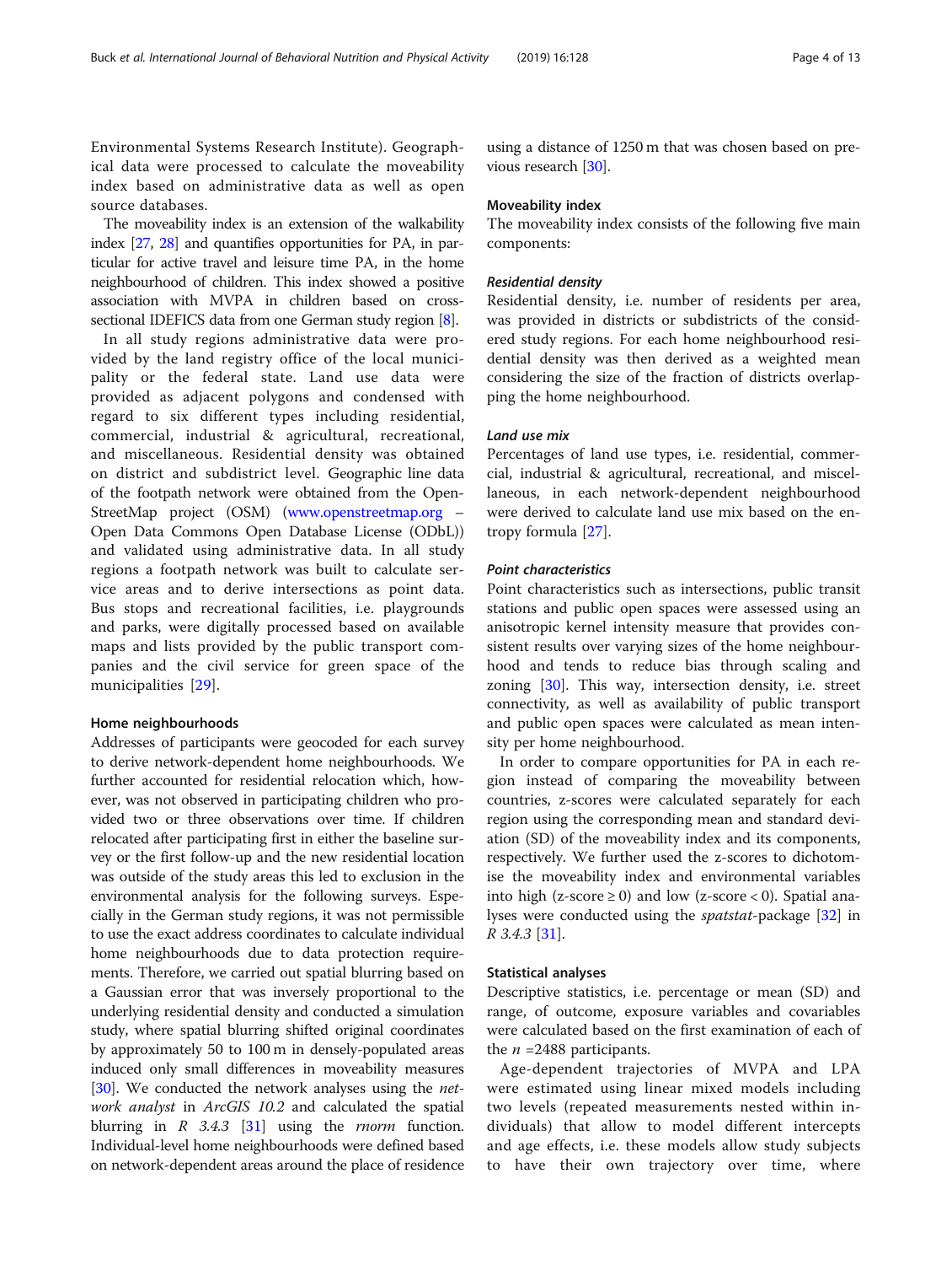Environmental Systems Research Institute). Geographical data were processed to calculate the moveability index based on administrative data as well as open source databases.

The moveability index is an extension of the walkability index [27, 28] and quantifies opportunities for PA, in particular for active travel and leisure time PA, in the home neighbourhood of children. This index showed a positive association with MVPA in children based on cross-sectional IDEFICS data from one German study region [8].

In all study regions administrative data were provided by the land registry office of the local municipality or the federal state. Land use data were provided as adjacent polygons and condensed with regard to six different types including residential, commercial, industrial & agricultural, recreational, and miscellaneous. Residential density was obtained on district and subdistrict level. Geographic line data of the footpath network were obtained from the OpenStreetMap project (OSM) (www.openstreetmap.org – Open Data Commons Open Database License (ODbL)) and validated using administrative data. In all study regions a footpath network was built to calculate service areas and to derive intersections as point data. Bus stops and recreational facilities, i.e. playgrounds and parks, were digitally processed based on available maps and lists provided by the public transport companies and the civil service for green space of the municipalities [29].

### Home neighbourhoods

Addresses of participants were geocoded for each survey to derive network-dependent home neighbourhoods. We further accounted for residential relocation which, however, was not observed in participating children who provided two or three observations over time. If children relocated after participating first in either the baseline survey or the first follow-up and the new residential location was outside of the study areas this led to exclusion in the environmental analysis for the following surveys. Especially in the German study regions, it was not permissible to use the exact address coordinates to calculate individual home neighbourhoods due to data protection requirements. Therefore, we carried out spatial blurring based on a Gaussian error that was inversely proportional to the underlying residential density and conducted a simulation study, where spatial blurring shifted original coordinates by approximately 50 to 100 m in densely-populated areas induced only small differences in moveability measures [30]. We conducted the network analyses using the *network analyst* in *ArcGIS 10.2* and calculated the spatial blurring in *R 3.4.3* [31] using the *rnorm* function. Individual-level home neighbourhoods were defined based on network-dependent areas around the place of residence using a distance of 1250 m that was chosen based on previous research [30].

### Moveability index

The moveability index consists of the following five main components:

#### *Residential density*

Residential density, i.e. number of residents per area, was provided in districts or subdistricts of the considered study regions. For each home neighbourhood residential density was then derived as a weighted mean considering the size of the fraction of districts overlapping the home neighbourhood.

#### *Land use mix*

Percentages of land use types, i.e. residential, commercial, industrial & agricultural, recreational, and miscellaneous, in each network-dependent neighbourhood were derived to calculate land use mix based on the entropy formula [27].

#### *Point characteristics*

Point characteristics such as intersections, public transit stations and public open spaces were assessed using an anisotropic kernel intensity measure that provides consistent results over varying sizes of the home neighbourhood and tends to reduce bias through scaling and zoning [30]. This way, intersection density, i.e. street connectivity, as well as availability of public transport and public open spaces were calculated as mean intensity per home neighbourhood.

In order to compare opportunities for PA in each region instead of comparing the moveability between countries, z-scores were calculated separately for each region using the corresponding mean and standard deviation (SD) of the moveability index and its components, respectively. We further used the z-scores to dichotomise the moveability index and environmental variables into high (z-score ≥ 0) and low (z-score < 0). Spatial analyses were conducted using the *spatstat*-package [32] in *R 3.4.3* [31].

### Statistical analyses

Descriptive statistics, i.e. percentage or mean (SD) and range, of outcome, exposure variables and covariables were calculated based on the first examination of each of the $n$ =2488 participants.

Age-dependent trajectories of MVPA and LPA were estimated using linear mixed models including two levels (repeated measurements nested within individuals) that allow to model different intercepts and age effects, i.e. these models allow study subjects to have their own trajectory over time, where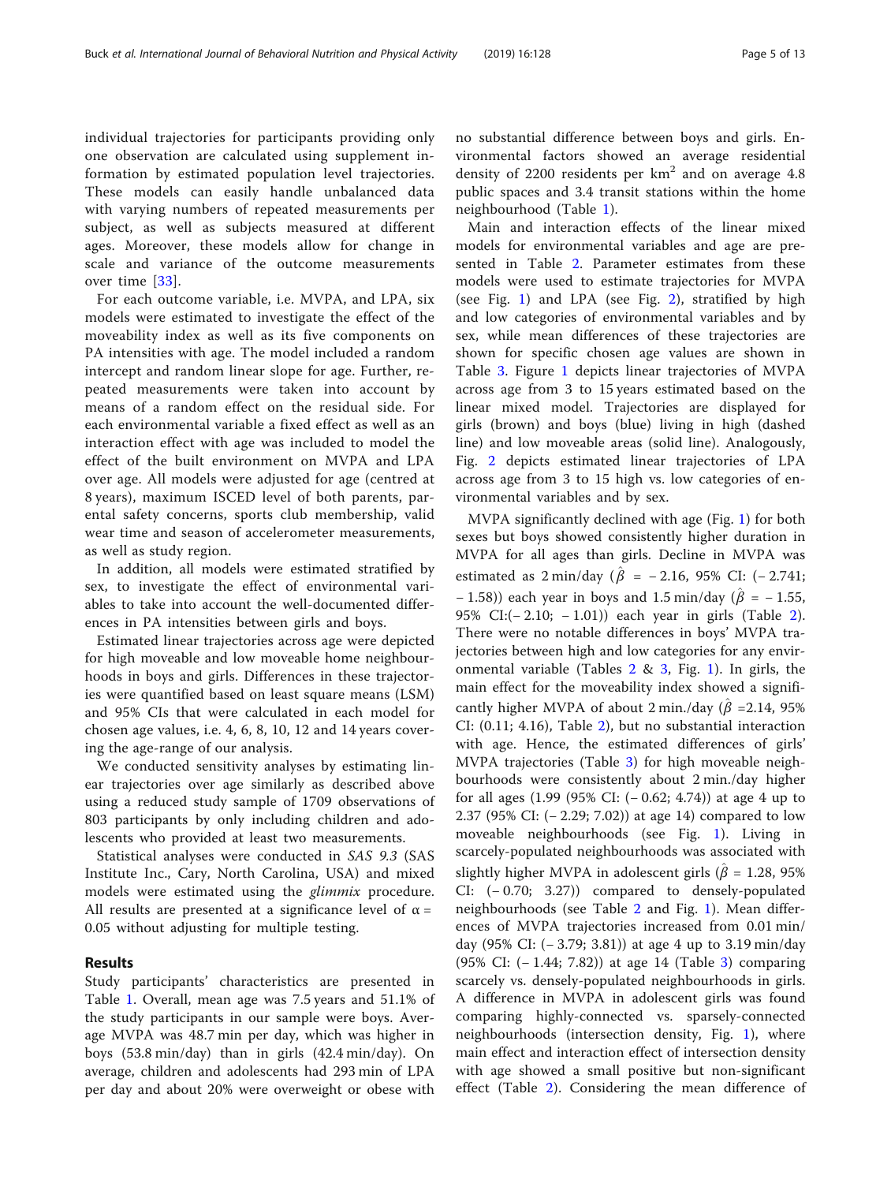individual trajectories for participants providing only one observation are calculated using supplement information by estimated population level trajectories. These models can easily handle unbalanced data with varying numbers of repeated measurements per subject, as well as subjects measured at different ages. Moreover, these models allow for change in scale and variance of the outcome measurements over time [33].

For each outcome variable, i.e. MVPA, and LPA, six models were estimated to investigate the effect of the moveability index as well as its five components on PA intensities with age. The model included a random intercept and random linear slope for age. Further, repeated measurements were taken into account by means of a random effect on the residual side. For each environmental variable a fixed effect as well as an interaction effect with age was included to model the effect of the built environment on MVPA and LPA over age. All models were adjusted for age (centred at 8 years), maximum ISCED level of both parents, parental safety concerns, sports club membership, valid wear time and season of accelerometer measurements, as well as study region.

In addition, all models were estimated stratified by sex, to investigate the effect of environmental variables to take into account the well-documented differences in PA intensities between girls and boys.

Estimated linear trajectories across age were depicted for high moveable and low moveable home neighbourhoods in boys and girls. Differences in these trajectories were quantified based on least square means (LSM) and 95% CIs that were calculated in each model for chosen age values, i.e. 4, 6, 8, 10, 12 and 14 years covering the age-range of our analysis.

We conducted sensitivity analyses by estimating linear trajectories over age similarly as described above using a reduced study sample of 1709 observations of 803 participants by only including children and adolescents who provided at least two measurements.

Statistical analyses were conducted in *SAS 9.3* (SAS Institute Inc., Cary, North Carolina, USA) and mixed models were estimated using the *glimmix* procedure. All results are presented at a significance level of $\alpha$ = 0.05 without adjusting for multiple testing.

## Results

Study participants' characteristics are presented in Table 1. Overall, mean age was 7.5 years and 51.1% of the study participants in our sample were boys. Average MVPA was 48.7 min per day, which was higher in boys (53.8 min/day) than in girls (42.4 min/day). On average, children and adolescents had 293 min of LPA per day and about 20% were overweight or obese with no substantial difference between boys and girls. Environmental factors showed an average residential density of 2200 residents per km$^2$ and on average 4.8 public spaces and 3.4 transit stations within the home neighbourhood (Table 1).

Main and interaction effects of the linear mixed models for environmental variables and age are presented in Table 2. Parameter estimates from these models were used to estimate trajectories for MVPA (see Fig. 1) and LPA (see Fig. 2), stratified by high and low categories of environmental variables and by sex, while mean differences of these trajectories are shown for specific chosen age values are shown in Table 3. Figure 1 depicts linear trajectories of MVPA across age from 3 to 15 years estimated based on the linear mixed model. Trajectories are displayed for girls (brown) and boys (blue) living in high (dashed line) and low moveable areas (solid line). Analogously, Fig. 2 depicts estimated linear trajectories of LPA across age from 3 to 15 high vs. low categories of environmental variables and by sex.

MVPA significantly declined with age (Fig. 1) for both sexes but boys showed consistently higher duration in MVPA for all ages than girls. Decline in MVPA was estimated as 2 min/day ($\hat{\beta}$ = − 2.16, 95% CI: (− 2.741; − 1.58)) each year in boys and 1.5 min/day ($\hat{\beta}$ = − 1.55, 95% CI:(− 2.10; − 1.01)) each year in girls (Table 2). There were no notable differences in boys' MVPA trajectories between high and low categories for any environmental variable (Tables 2 & 3, Fig. 1). In girls, the main effect for the moveability index showed a significantly higher MVPA of about 2 min./day ($\hat{\beta}$ =2.14, 95% CI: (0.11; 4.16), Table 2), but no substantial interaction with age. Hence, the estimated differences of girls' MVPA trajectories (Table 3) for high moveable neighbourhoods were consistently about 2 min./day higher for all ages (1.99 (95% CI: (− 0.62; 4.74)) at age 4 up to 2.37 (95% CI: (− 2.29; 7.02)) at age 14) compared to low moveable neighbourhoods (see Fig. 1). Living in scarcely-populated neighbourhoods was associated with slightly higher MVPA in adolescent girls ($\hat{\beta}$ = 1.28, 95% CI: (− 0.70; 3.27)) compared to densely-populated neighbourhoods (see Table 2 and Fig. 1). Mean differences of MVPA trajectories increased from 0.01 min/day (95% CI: (− 3.79; 3.81)) at age 4 up to 3.19 min/day (95% CI: (− 1.44; 7.82)) at age 14 (Table 3) comparing scarcely vs. densely-populated neighbourhoods in girls. A difference in MVPA in adolescent girls was found comparing highly-connected vs. sparsely-connected neighbourhoods (intersection density, Fig. 1), where main effect and interaction effect of intersection density with age showed a small positive but non-significant effect (Table 2). Considering the mean difference of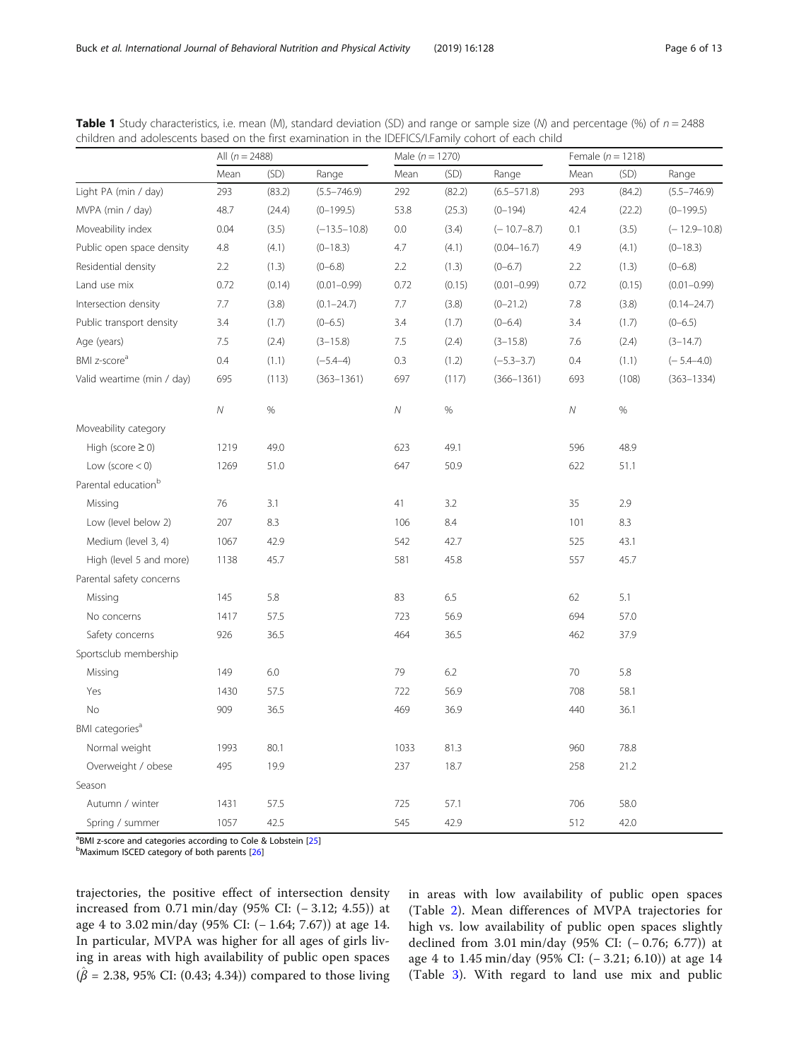**Table 1** Study characteristics, i.e. mean (M), standard deviation (SD) and range or sample size (N) and percentage (%) of $n = 2488$ children and adolescents based on the first examination in the IDEFICS/I.Family cohort of each child

| | All ($n = 2488$) | | | Male ($n = 1270$) | | | Female ($n = 1218$) | | |
|---|---|---|---|---|---|---|---|---|---|
| | Mean | (SD) | Range | Mean | (SD) | Range | Mean | (SD) | Range |
| Light PA (min / day) | 293 | (83.2) | (5.5–746.9) | 292 | (82.2) | (6.5–571.8) | 293 | (84.2) | (5.5–746.9) |
| MVPA (min / day) | 48.7 | (24.4) | (0–199.5) | 53.8 | (25.3) | (0–194) | 42.4 | (22.2) | (0–199.5) |
| Moveability index | 0.04 | (3.5) | (− 13.5–10.8) | 0.0 | (3.4) | (− 10.7–8.7) | 0.1 | (3.5) | (− 12.9–10.8) |
| Public open space density | 4.8 | (4.1) | (0–18.3) | 4.7 | (4.1) | (0.04–16.7) | 4.9 | (4.1) | (0–18.3) |
| Residential density | 2.2 | (1.3) | (0–6.8) | 2.2 | (1.3) | (0–6.7) | 2.2 | (1.3) | (0–6.8) |
| Land use mix | 0.72 | (0.14) | (0.01–0.99) | 0.72 | (0.15) | (0.01–0.99) | 0.72 | (0.15) | (0.01–0.99) |
| Intersection density | 7.7 | (3.8) | (0.1–24.7) | 7.7 | (3.8) | (0–21.2) | 7.8 | (3.8) | (0.14–24.7) |
| Public transport density | 3.4 | (1.7) | (0–6.5) | 3.4 | (1.7) | (0–6.4) | 3.4 | (1.7) | (0–6.5) |
| Age (years) | 7.5 | (2.4) | (3–15.8) | 7.5 | (2.4) | (3–15.8) | 7.6 | (2.4) | (3–14.7) |
| BMI z-score[a] | 0.4 | (1.1) | (− 5.4–4) | 0.3 | (1.2) | (− 5.3–3.7) | 0.4 | (1.1) | (− 5.4–4.0) |
| Valid weartime (min / day) | 695 | (113) | (363–1361) | 697 | (117) | (366–1361) | 693 | (108) | (363–1334) |
| | N | % | | N | % | | N | % | |
| Moveability category | | | | | | | | | |
| High (score ≥ 0) | 1219 | 49.0 | | 623 | 49.1 | | 596 | 48.9 | |
| Low (score < 0) | 1269 | 51.0 | | 647 | 50.9 | | 622 | 51.1 | |
| Parental education[b] | | | | | | | | | |
| Missing | 76 | 3.1 | | 41 | 3.2 | | 35 | 2.9 | |
| Low (level below 2) | 207 | 8.3 | | 106 | 8.4 | | 101 | 8.3 | |
| Medium (level 3, 4) | 1067 | 42.9 | | 542 | 42.7 | | 525 | 43.1 | |
| High (level 5 and more) | 1138 | 45.7 | | 581 | 45.8 | | 557 | 45.7 | |
| Parental safety concerns | | | | | | | | | |
| Missing | 145 | 5.8 | | 83 | 6.5 | | 62 | 5.1 | |
| No concerns | 1417 | 57.5 | | 723 | 56.9 | | 694 | 57.0 | |
| Safety concerns | 926 | 36.5 | | 464 | 36.5 | | 462 | 37.9 | |
| Sportsclub membership | | | | | | | | | |
| Missing | 149 | 6.0 | | 79 | 6.2 | | 70 | 5.8 | |
| Yes | 1430 | 57.5 | | 722 | 56.9 | | 708 | 58.1 | |
| No | 909 | 36.5 | | 469 | 36.9 | | 440 | 36.1 | |
| BMI categories[a] | | | | | | | | | |
| Normal weight | 1993 | 80.1 | | 1033 | 81.3 | | 960 | 78.8 | |
| Overweight / obese | 495 | 19.9 | | 237 | 18.7 | | 258 | 21.2 | |
| Season | | | | | | | | | |
| Autumn / winter | 1431 | 57.5 | | 725 | 57.1 | | 706 | 58.0 | |
| Spring / summer | 1057 | 42.5 | | 545 | 42.9 | | 512 | 42.0 | |

[a]BMI z-score and categories according to Cole & Lobstein [25]
[b]Maximum ISCED category of both parents [26]

trajectories, the positive effect of intersection density increased from 0.71 min/day (95% CI: (− 3.12; 4.55)) at age 4 to 3.02 min/day (95% CI: (− 1.64; 7.67)) at age 14. In particular, MVPA was higher for all ages of girls living in areas with high availability of public open spaces ($\hat{\beta} = 2.38$, 95% CI: (0.43; 4.34)) compared to those living in areas with low availability of public open spaces (Table 2). Mean differences of MVPA trajectories for high vs. low availability of public open spaces slightly declined from 3.01 min/day (95% CI: (− 0.76; 6.77)) at age 4 to 1.45 min/day (95% CI: (− 3.21; 6.10)) at age 14 (Table 3). With regard to land use mix and public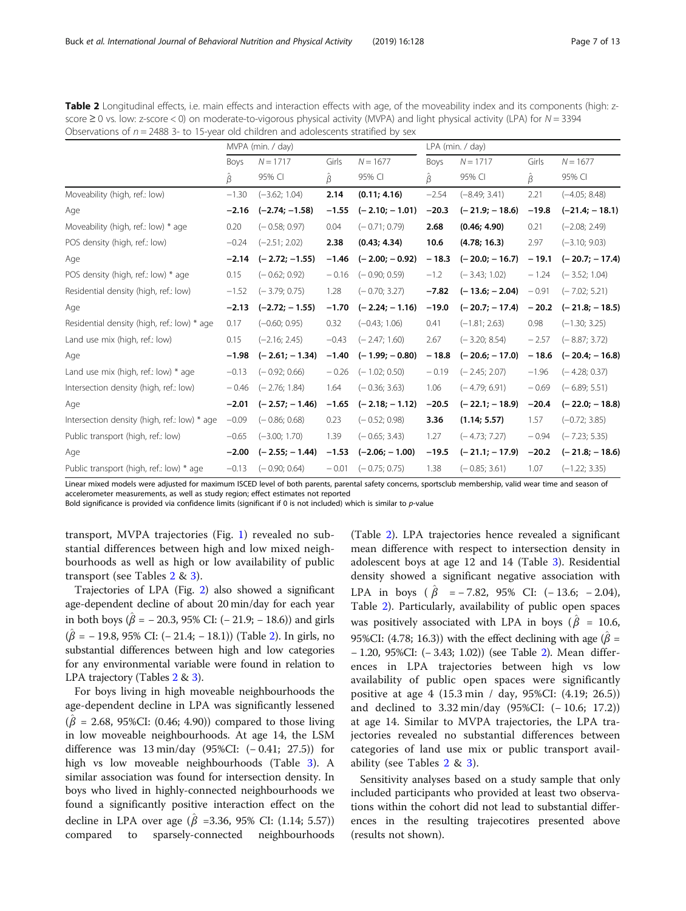**Table 2** Longitudinal effects, i.e. main effects and interaction effects with age, of the moveability index and its components (high: z-score ≥ 0 vs. low: z-score < 0) on moderate-to-vigorous physical activity (MVPA) and light physical activity (LPA) for $N = 3394$ Observations of $n = 2488$ 3- to 15-year old children and adolescents stratified by sex

| | MVPA (min. / day) | | | | LPA (min. / day) | | | |
|---|---|---|---|---|---|---|---|---|
| | Boys | $N = 1717$ | Girls | $N = 1677$ | Boys | $N = 1717$ | Girls | $N = 1677$ |
| | $\hat{\beta}$ | 95% CI | $\hat{\beta}$ | 95% CI | $\hat{\beta}$ | 95% CI | $\hat{\beta}$ | 95% CI |
| Moveability (high, ref.: low) | −1.30 | (−3.62; 1.04) | **2.14** | **(0.11; 4.16)** | −2.54 | (−8.49; 3.41) | 2.21 | (−4.05; 8.48) |
| Age | **−2.16** | **(−2.74; −1.58)** | **−1.55** | **(− 2.10; − 1.01)** | **−20.3** | **(− 21.9; − 18.6)** | **−19.8** | **(−21.4; − 18.1)** |
| Moveability (high, ref.: low) * age | 0.20 | (− 0.58; 0.97) | 0.04 | (− 0.71; 0.79) | **2.68** | **(0.46; 4.90)** | 0.21 | (−2.08; 2.49) |
| POS density (high, ref.: low) | −0.24 | (−2.51; 2.02) | **2.38** | **(0.43; 4.34)** | **10.6** | **(4.78; 16.3)** | 2.97 | (−3.10; 9.03) |
| Age | **−2.14** | **(− 2.72; −1.55)** | **−1.46** | **(− 2.00; − 0.92)** | **− 18.3** | **(− 20.0; − 16.7)** | **− 19.1** | **(− 20.7; − 17.4)** |
| POS density (high, ref.: low) * age | 0.15 | (− 0.62; 0.92) | − 0.16 | (− 0.90; 0.59) | −1.2 | (− 3.43; 1.02) | − 1.24 | (− 3.52; 1.04) |
| Residential density (high, ref.: low) | −1.52 | (− 3.79; 0.75) | 1.28 | (− 0.70; 3.27) | **−7.82** | **(− 13.6; − 2.04)** | − 0.91 | (− 7.02; 5.21) |
| Age | **−2.13** | **(−2.72; − 1.55)** | **−1.70** | **(− 2.24; − 1.16)** | **−19.0** | **(− 20.7; − 17.4)** | **− 20.2** | **(− 21.8; − 18.5)** |
| Residential density (high, ref.: low) * age | 0.17 | (−0.60; 0.95) | 0.32 | (−0.43; 1.06) | 0.41 | (−1.81; 2.63) | 0.98 | (−1.30; 3.25) |
| Land use mix (high, ref.: low) | 0.15 | (−2.16; 2.45) | −0.43 | (− 2.47; 1.60) | 2.67 | (− 3.20; 8.54) | − 2.57 | (− 8.87; 3.72) |
| Age | **−1.98** | **(− 2.61; − 1.34)** | **−1.40** | **(− 1.99; − 0.80)** | **− 18.8** | **(− 20.6; − 17.0)** | **− 18.6** | **(− 20.4; − 16.8)** |
| Land use mix (high, ref.: low) * age | −0.13 | (− 0.92; 0.66) | − 0.26 | (− 1.02; 0.50) | − 0.19 | (− 2.45; 2.07) | −1.96 | (− 4.28; 0.37) |
| Intersection density (high, ref.: low) | − 0.46 | (− 2.76; 1.84) | 1.64 | (− 0.36; 3.63) | 1.06 | (− 4.79; 6.91) | − 0.69 | (− 6.89; 5.51) |
| Age | **−2.01** | **(− 2.57; − 1.46)** | **−1.65** | **(− 2.18; − 1.12)** | **−20.5** | **(− 22.1; − 18.9)** | **−20.4** | **(− 22.0; − 18.8)** |
| Intersection density (high, ref.: low) * age | −0.09 | (− 0.86; 0.68) | 0.23 | (− 0.52; 0.98) | **3.36** | **(1.14; 5.57)** | 1.57 | (−0.72; 3.85) |
| Public transport (high, ref.: low) | −0.65 | (−3.00; 1.70) | 1.39 | (− 0.65; 3.43) | 1.27 | (− 4.73; 7.27) | − 0.94 | (− 7.23; 5.35) |
| Age | **−2.00** | **(− 2.55; − 1.44)** | **−1.53** | **(−2.06; − 1.00)** | **−19.5** | **(− 21.1; − 17.9)** | **−20.2** | **(− 21.8; − 18.6)** |
| Public transport (high, ref.: low) * age | −0.13 | (− 0.90; 0.64) | − 0.01 | (− 0.75; 0.75) | 1.38 | (− 0.85; 3.61) | 1.07 | (−1.22; 3.35) |

Linear mixed models were adjusted for maximum ISCED level of both parents, parental safety concerns, sportsclub membership, valid wear time and season of accelerometer measurements, as well as study region; effect estimates not reported
Bold significance is provided via confidence limits (significant if 0 is not included) which is similar to *p*-value

transport, MVPA trajectories (Fig. 1) revealed no substantial differences between high and low mixed neighbourhoods as well as high or low availability of public transport (see Tables 2 & 3).

Trajectories of LPA (Fig. 2) also showed a significant age-dependent decline of about 20 min/day for each year in both boys ($\hat{\beta}$ = − 20.3, 95% CI: (− 21.9; − 18.6)) and girls ($\hat{\beta}$ = − 19.8, 95% CI: (− 21.4; − 18.1)) (Table 2). In girls, no substantial differences between high and low categories for any environmental variable were found in relation to LPA trajectory (Tables 2 & 3).

For boys living in high moveable neighbourhoods the age-dependent decline in LPA was significantly lessened ($\hat{\beta}$ = 2.68, 95%CI: (0.46; 4.90)) compared to those living in low moveable neighbourhoods. At age 14, the LSM difference was 13 min/day (95%CI: (− 0.41; 27.5)) for high vs low moveable neighbourhoods (Table 3). A similar association was found for intersection density. In boys who lived in highly-connected neighbourhoods we found a significantly positive interaction effect on the decline in LPA over age ($\hat{\beta}$ =3.36, 95% CI: (1.14; 5.57)) compared to sparsely-connected neighbourhoods (Table 2). LPA trajectories hence revealed a significant mean difference with respect to intersection density in adolescent boys at age 12 and 14 (Table 3). Residential density showed a significant negative association with LPA in boys ($\hat{\beta}$ = − 7.82, 95% CI: (− 13.6; − 2.04), Table 2). Particularly, availability of public open spaces was positively associated with LPA in boys ($\hat{\beta}$ = 10.6, 95%CI: (4.78; 16.3)) with the effect declining with age ($\hat{\beta}$ = − 1.20, 95%CI: (− 3.43; 1.02)) (see Table 2). Mean differences in LPA trajectories between high vs low availability of public open spaces were significantly positive at age 4 (15.3 min / day, 95%CI: (4.19; 26.5)) and declined to 3.32 min/day (95%CI: (− 10.6; 17.2)) at age 14. Similar to MVPA trajectories, the LPA trajectories revealed no substantial differences between categories of land use mix or public transport availability (see Tables 2 & 3).

Sensitivity analyses based on a study sample that only included participants who provided at least two observations within the cohort did not lead to substantial differences in the resulting trajecotires presented above (results not shown).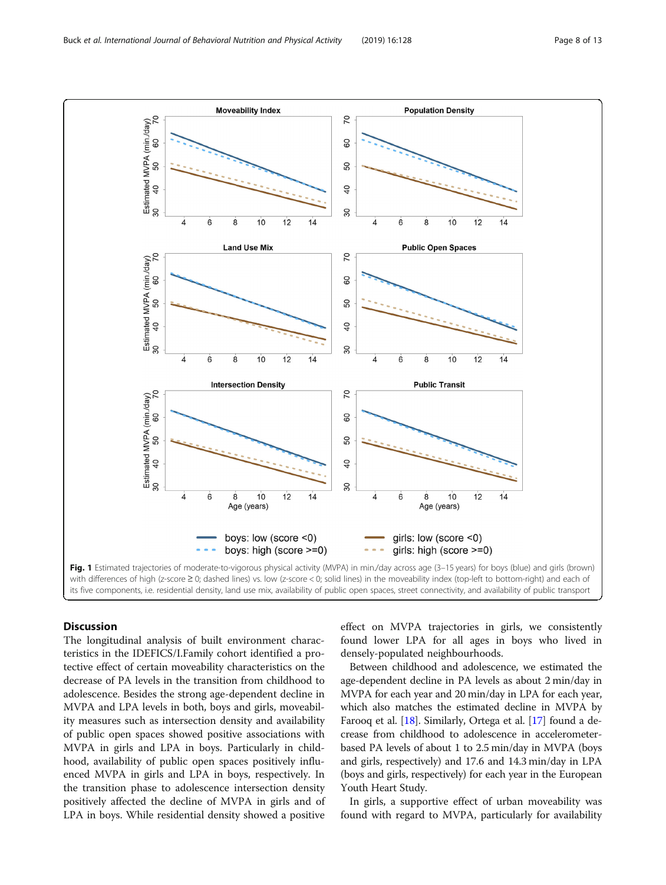Fig. 1 Estimated trajectories of moderate-to-vigorous physical activity (MVPA) in min./day across age (3–15 years) for boys (blue) and girls (brown) with differences of high (z-score ≥ 0; dashed lines) vs. low (z-score < 0; solid lines) in the moveability index (top-left to bottom-right) and each of its five components, i.e. residential density, land use mix, availability of public open spaces, street connectivity, and availability of public transport

## Discussion

The longitudinal analysis of built environment characteristics in the IDEFICS/I.Family cohort identified a protective effect of certain moveability characteristics on the decrease of PA levels in the transition from childhood to adolescence. Besides the strong age-dependent decline in MVPA and LPA levels in both, boys and girls, moveability measures such as intersection density and availability of public open spaces showed positive associations with MVPA in girls and LPA in boys. Particularly in childhood, availability of public open spaces positively influenced MVPA in girls and LPA in boys, respectively. In the transition phase to adolescence intersection density positively affected the decline of MVPA in girls and of LPA in boys. While residential density showed a positive effect on MVPA trajectories in girls, we consistently found lower LPA for all ages in boys who lived in densely-populated neighbourhoods.

Between childhood and adolescence, we estimated the age-dependent decline in PA levels as about 2 min/day in MVPA for each year and 20 min/day in LPA for each year, which also matches the estimated decline in MVPA by Farooq et al. [18]. Similarly, Ortega et al. [17] found a decrease from childhood to adolescence in accelerometer-based PA levels of about 1 to 2.5 min/day in MVPA (boys and girls, respectively) and 17.6 and 14.3 min/day in LPA (boys and girls, respectively) for each year in the European Youth Heart Study.

In girls, a supportive effect of urban moveability was found with regard to MVPA, particularly for availability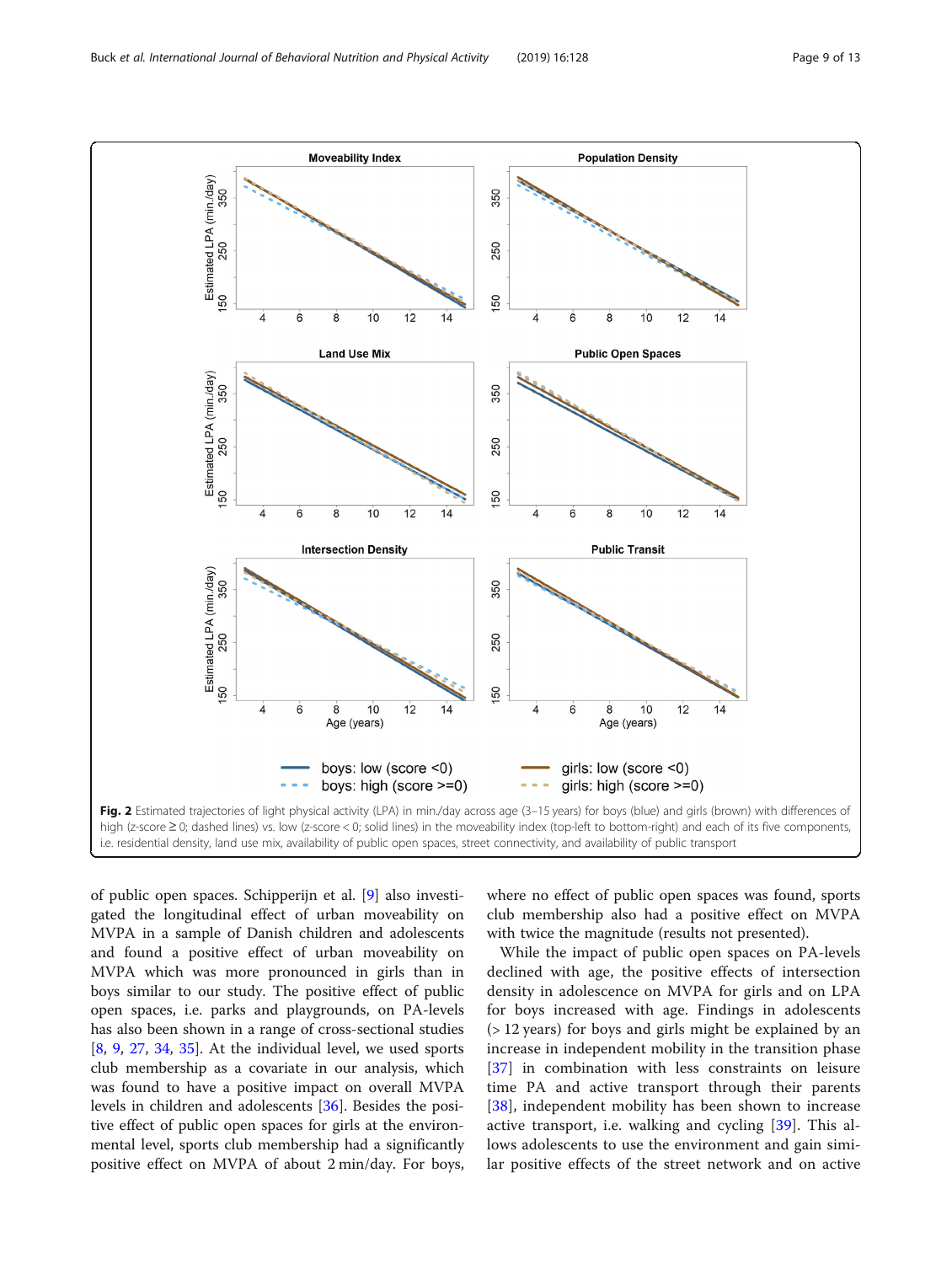Fig. 2 Estimated trajectories of light physical activity (LPA) in min./day across age (3–15 years) for boys (blue) and girls (brown) with differences of high (z-score ≥ 0; dashed lines) vs. low (z-score < 0; solid lines) in the moveability index (top-left to bottom-right) and each of its five components, i.e. residential density, land use mix, availability of public open spaces, street connectivity, and availability of public transport

of public open spaces. Schipperijn et al. [9] also investigated the longitudinal effect of urban moveability on MVPA in a sample of Danish children and adolescents and found a positive effect of urban moveability on MVPA which was more pronounced in girls than in boys similar to our study. The positive effect of public open spaces, i.e. parks and playgrounds, on PA-levels has also been shown in a range of cross-sectional studies [8, 9, 27, 34, 35]. At the individual level, we used sports club membership as a covariate in our analysis, which was found to have a positive impact on overall MVPA levels in children and adolescents [36]. Besides the positive effect of public open spaces for girls at the environmental level, sports club membership had a significantly positive effect on MVPA of about 2 min/day. For boys, where no effect of public open spaces was found, sports club membership also had a positive effect on MVPA with twice the magnitude (results not presented).

While the impact of public open spaces on PA-levels declined with age, the positive effects of intersection density in adolescence on MVPA for girls and on LPA for boys increased with age. Findings in adolescents (> 12 years) for boys and girls might be explained by an increase in independent mobility in the transition phase [37] in combination with less constraints on leisure time PA and active transport through their parents [38], independent mobility has been shown to increase active transport, i.e. walking and cycling [39]. This allows adolescents to use the environment and gain similar positive effects of the street network and on active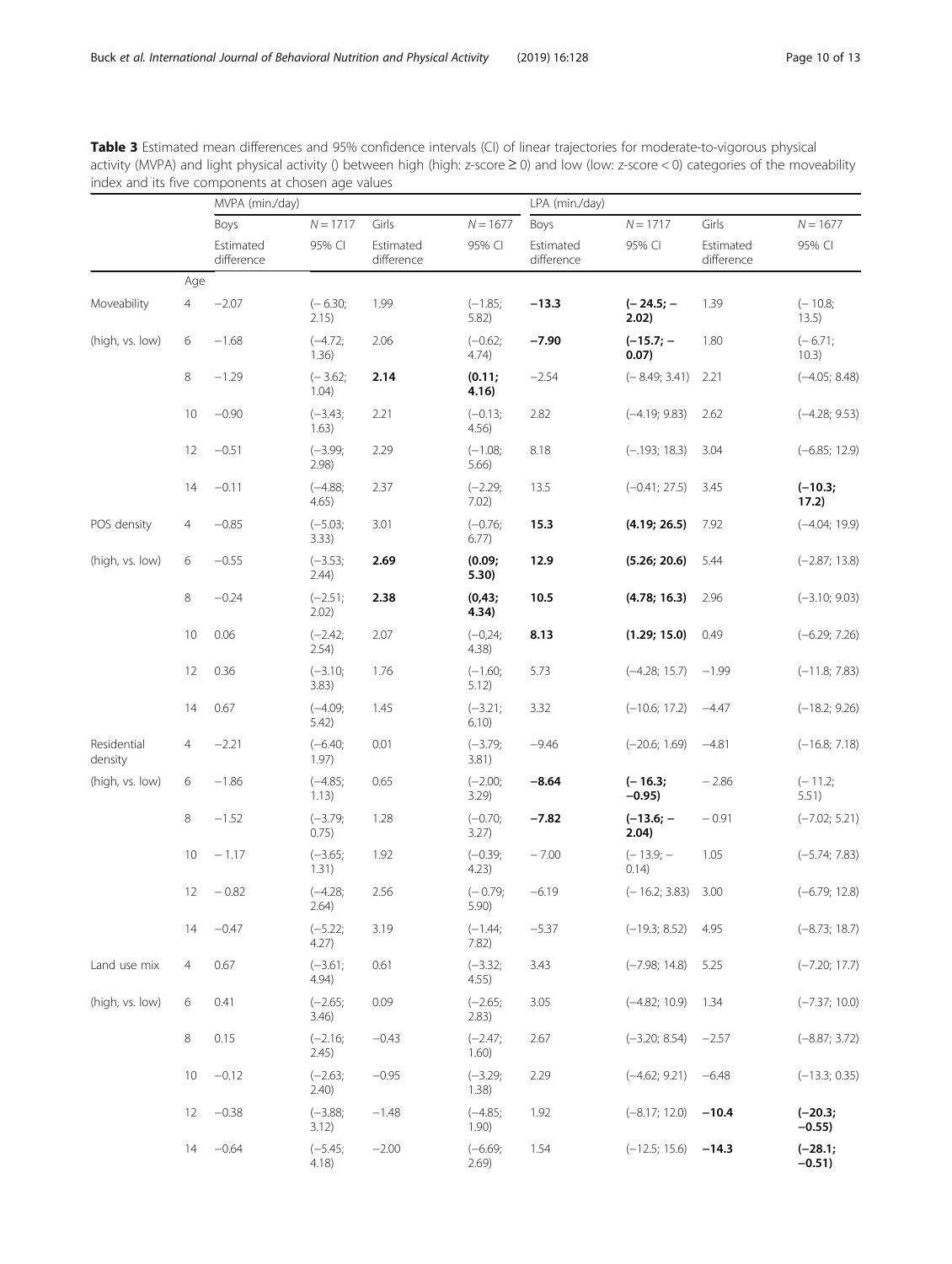**Table 3** Estimated mean differences and 95% confidence intervals (CI) of linear trajectories for moderate-to-vigorous physical activity (MVPA) and light physical activity () between high (high: z-score ≥ 0) and low (low: z-score < 0) categories of the moveability index and its five components at chosen age values

| | | MVPA (min./day) | | | | LPA (min./day) | | | |
|---|---|---|---|---|---|---|---|---|---|
| | | Boys | N = 1717 | Girls | N = 1677 | Boys | N = 1717 | Girls | N = 1677 |
| | | Estimated difference | 95% CI | Estimated difference | 95% CI | Estimated difference | 95% CI | Estimated difference | 95% CI |
| | Age | | | | | | | | |
| Moveability | 4 | −2.07 | (− 6.30; 2.15) | 1.99 | (−1.85; 5.82) | **−13.3** | **(− 24.5; − 2.02)** | 1.39 | (− 10.8; 13.5) |
| (high, vs. low) | 6 | −1.68 | (−4.72; 1.36) | 2.06 | (−0.62; 4.74) | **−7.90** | **(−15.7; − 0.07)** | 1.80 | (− 6.71; 10.3) |
| | 8 | −1.29 | (− 3.62; 1.04) | **2.14** | **(0.11; 4.16)** | −2.54 | (− 8.49; 3.41) | 2.21 | (−4.05; 8.48) |
| | 10 | −0.90 | (−3.43; 1.63) | 2.21 | (−0.13; 4.56) | 2.82 | (−4.19; 9.83) | 2.62 | (−4.28; 9.53) |
| | 12 | −0.51 | (−3.99; 2.98) | 2.29 | (−1.08; 5.66) | 8.18 | (−.193; 18.3) | 3.04 | (−6.85; 12.9) |
| | 14 | −0.11 | (−4.88; 4.65) | 2.37 | (−2.29; 7.02) | 13.5 | (−0.41; 27.5) | 3.45 | **(−10.3; 17.2)** |
| POS density | 4 | −0.85 | (−5.03; 3.33) | 3.01 | (−0.76; 6.77) | **15.3** | **(4.19; 26.5)** | 7.92 | (−4.04; 19.9) |
| (high, vs. low) | 6 | −0.55 | (−3.53; 2.44) | **2.69** | **(0.09; 5.30)** | **12.9** | **(5.26; 20.6)** | 5.44 | (−2.87; 13.8) |
| | 8 | −0.24 | (−2.51; 2.02) | **2.38** | **(0,43; 4.34)** | **10.5** | **(4.78; 16.3)** | 2.96 | (−3.10; 9.03) |
| | 10 | 0.06 | (−2.42; 2.54) | 2.07 | (−0,24; 4.38) | **8.13** | **(1.29; 15.0)** | 0.49 | (−6.29; 7.26) |
| | 12 | 0.36 | (−3.10; 3.83) | 1.76 | (−1.60; 5.12) | 5.73 | (−4.28; 15.7) | −1.99 | (−11.8; 7.83) |
| | 14 | 0.67 | (−4.09; 5.42) | 1.45 | (−3.21; 6.10) | 3.32 | (−10.6; 17.2) | −4.47 | (−18.2; 9.26) |
| Residential density | 4 | −2.21 | (−6.40; 1.97) | 0.01 | (−3.79; 3.81) | −9.46 | (−20.6; 1.69) | −4.81 | (−16.8; 7.18) |
| (high, vs. low) | 6 | −1.86 | (−4.85; 1.13) | 0.65 | (−2.00; 3.29) | **−8.64** | **(− 16.3; −0.95)** | − 2.86 | (− 11.2; 5.51) |
| | 8 | −1.52 | (−3.79; 0.75) | 1.28 | (−0.70; 3.27) | **−7.82** | **(−13.6; − 2.04)** | − 0.91 | (−7.02; 5.21) |
| | 10 | − 1.17 | (−3.65; 1.31) | 1.92 | (−0.39; 4.23) | − 7.00 | (− 13.9; − 0.14) | 1.05 | (−5.74; 7.83) |
| | 12 | − 0.82 | (−4.28; 2.64) | 2.56 | (− 0.79; 5.90) | −6.19 | (− 16.2; 3.83) | 3.00 | (−6.79; 12.8) |
| | 14 | −0.47 | (−5.22; 4.27) | 3.19 | (−1.44; 7.82) | −5.37 | (−19.3; 8.52) | 4.95 | (−8.73; 18.7) |
| Land use mix | 4 | 0.67 | (−3.61; 4.94) | 0.61 | (−3.32; 4.55) | 3.43 | (−7.98; 14.8) | 5.25 | (−7.20; 17.7) |
| (high, vs. low) | 6 | 0.41 | (−2.65; 3.46) | 0.09 | (−2.65; 2.83) | 3.05 | (−4.82; 10.9) | 1.34 | (−7.37; 10.0) |
| | 8 | 0.15 | (−2.16; 2.45) | −0.43 | (−2.47; 1.60) | 2.67 | (−3.20; 8.54) | −2.57 | (−8.87; 3.72) |
| | 10 | −0.12 | (−2.63; 2.40) | −0.95 | (−3.29; 1.38) | 2.29 | (−4.62; 9.21) | −6.48 | (−13.3; 0.35) |
| | 12 | −0.38 | (−3.88; 3.12) | −1.48 | (−4.85; 1.90) | 1.92 | (−8.17; 12.0) | **−10.4** | **(−20.3; −0.55)** |
| | 14 | −0.64 | (−5.45; 4.18) | −2.00 | (−6.69; 2.69) | 1.54 | (−12.5; 15.6) | **−14.3** | **(−28.1; −0.51)** |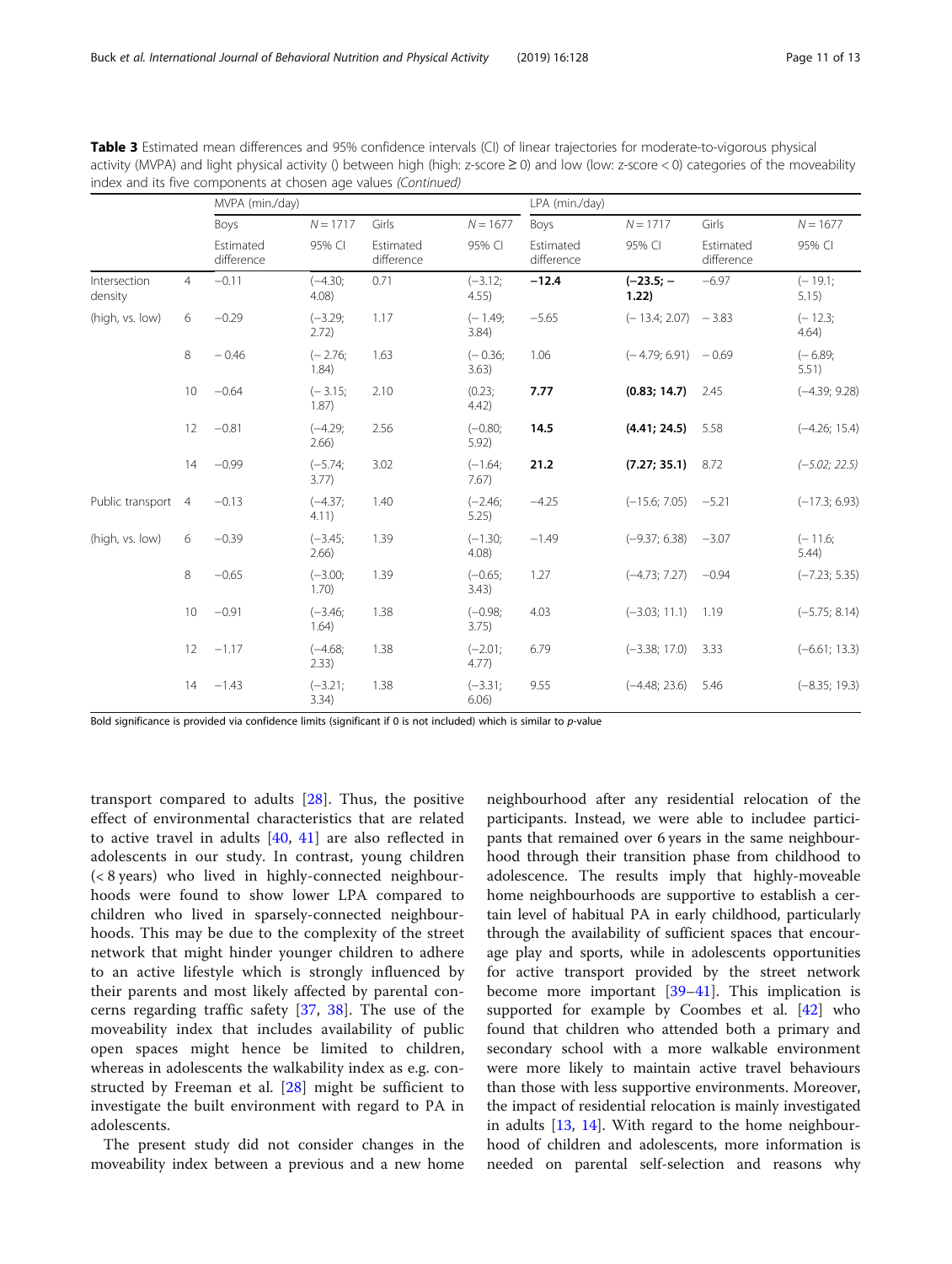**Table 3** Estimated mean differences and 95% confidence intervals (CI) of linear trajectories for moderate-to-vigorous physical activity (MVPA) and light physical activity () between high (high: z-score ≥ 0) and low (low: z-score < 0) categories of the moveability index and its five components at chosen age values *(Continued)*

| | | MVPA (min./day) | | | | LPA (min./day) | | | |
|---|---|---|---|---|---|---|---|---|---|
| | | Boys | $N = 1717$ | Girls | $N = 1677$ | Boys | $N = 1717$ | Girls | $N = 1677$ |
| | | Estimated difference | 95% CI | Estimated difference | 95% CI | Estimated difference | 95% CI | Estimated difference | 95% CI |
| Intersection density | 4 | −0.11 | (−4.30; 4.08) | 0.71 | (−3.12; 4.55) | **−12.4** | **(−23.5; −1.22)** | −6.97 | (− 19.1; 5.15) |
| (high, vs. low) | 6 | −0.29 | (−3.29; 2.72) | 1.17 | (− 1.49; 3.84) | −5.65 | (− 13.4; 2.07) | − 3.83 | (− 12.3; 4.64) |
| | 8 | − 0.46 | (− 2.76; 1.84) | 1.63 | (− 0.36; 3.63) | 1.06 | (− 4.79; 6.91) | − 0.69 | (− 6.89; 5.51) |
| | 10 | −0.64 | (− 3.15; 1.87) | 2.10 | (0.23; 4.42) | **7.77** | **(0.83; 14.7)** | 2.45 | (−4.39; 9.28) |
| | 12 | −0.81 | (−4.29; 2.66) | 2.56 | (−0.80; 5.92) | **14.5** | **(4.41; 24.5)** | 5.58 | (−4.26; 15.4) |
| | 14 | −0.99 | (−5.74; 3.77) | 3.02 | (−1.64; 7.67) | **21.2** | **(7.27; 35.1)** | 8.72 | *(−5.02; 22.5)* |
| Public transport | 4 | −0.13 | (−4.37; 4.11) | 1.40 | (−2.46; 5.25) | −4.25 | (−15.6; 7.05) | −5.21 | (−17.3; 6.93) |
| (high, vs. low) | 6 | −0.39 | (−3.45; 2.66) | 1.39 | (−1.30; 4.08) | −1.49 | (−9.37; 6.38) | −3.07 | (− 11.6; 5.44) |
| | 8 | −0.65 | (−3.00; 1.70) | 1.39 | (−0.65; 3.43) | 1.27 | (−4.73; 7.27) | −0.94 | (−7.23; 5.35) |
| | 10 | −0.91 | (−3.46; 1.64) | 1.38 | (−0.98; 3.75) | 4.03 | (−3.03; 11.1) | 1.19 | (−5.75; 8.14) |
| | 12 | −1.17 | (−4.68; 2.33) | 1.38 | (−2.01; 4.77) | 6.79 | (−3.38; 17.0) | 3.33 | (−6.61; 13.3) |
| | 14 | −1.43 | (−3.21; 3.34) | 1.38 | (−3.31; 6.06) | 9.55 | (−4.48; 23.6) | 5.46 | (−8.35; 19.3) |

Bold significance is provided via confidence limits (significant if 0 is not included) which is similar to *p*-value

transport compared to adults [28]. Thus, the positive effect of environmental characteristics that are related to active travel in adults [40, 41] are also reflected in adolescents in our study. In contrast, young children (< 8 years) who lived in highly-connected neighbourhoods were found to show lower LPA compared to children who lived in sparsely-connected neighbourhoods. This may be due to the complexity of the street network that might hinder younger children to adhere to an active lifestyle which is strongly influenced by their parents and most likely affected by parental concerns regarding traffic safety [37, 38]. The use of the moveability index that includes availability of public open spaces might hence be limited to children, whereas in adolescents the walkability index as e.g. constructed by Freeman et al. [28] might be sufficient to investigate the built environment with regard to PA in adolescents.

The present study did not consider changes in the moveability index between a previous and a new home neighbourhood after any residential relocation of the participants. Instead, we were able to includee participants that remained over 6 years in the same neighbourhood through their transition phase from childhood to adolescence. The results imply that highly-moveable home neighbourhoods are supportive to establish a certain level of habitual PA in early childhood, particularly through the availability of sufficient spaces that encourage play and sports, while in adolescents opportunities for active transport provided by the street network become more important [39–41]. This implication is supported for example by Coombes et al. [42] who found that children who attended both a primary and secondary school with a more walkable environment were more likely to maintain active travel behaviours than those with less supportive environments. Moreover, the impact of residential relocation is mainly investigated in adults [13, 14]. With regard to the home neighbourhood of children and adolescents, more information is needed on parental self-selection and reasons why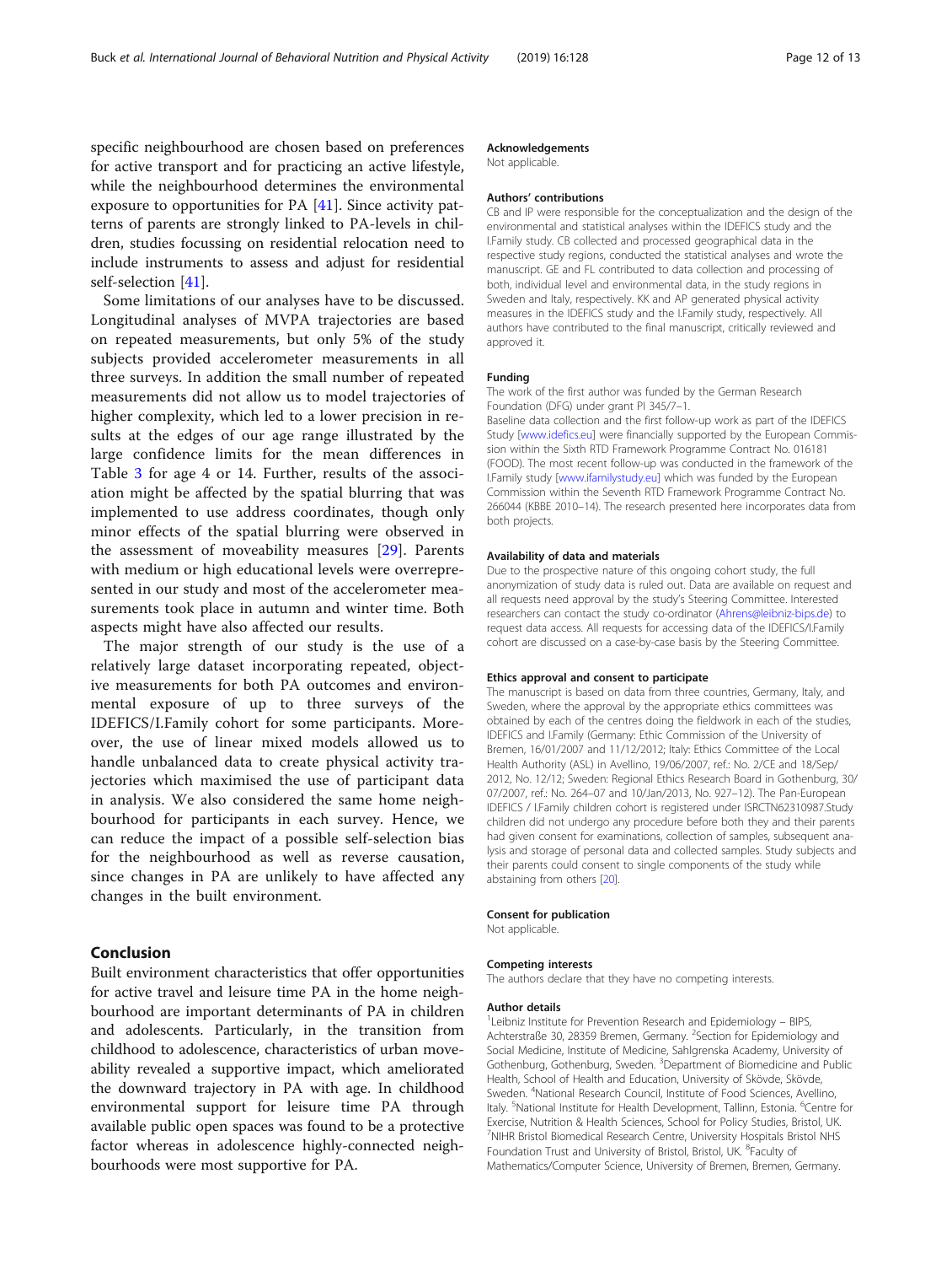specific neighbourhood are chosen based on preferences for active transport and for practicing an active lifestyle, while the neighbourhood determines the environmental exposure to opportunities for PA [41]. Since activity patterns of parents are strongly linked to PA-levels in children, studies focussing on residential relocation need to include instruments to assess and adjust for residential self-selection [41].

Some limitations of our analyses have to be discussed. Longitudinal analyses of MVPA trajectories are based on repeated measurements, but only 5% of the study subjects provided accelerometer measurements in all three surveys. In addition the small number of repeated measurements did not allow us to model trajectories of higher complexity, which led to a lower precision in results at the edges of our age range illustrated by the large confidence limits for the mean differences in Table 3 for age 4 or 14. Further, results of the association might be affected by the spatial blurring that was implemented to use address coordinates, though only minor effects of the spatial blurring were observed in the assessment of moveability measures [29]. Parents with medium or high educational levels were overrepresented in our study and most of the accelerometer measurements took place in autumn and winter time. Both aspects might have also affected our results.

The major strength of our study is the use of a relatively large dataset incorporating repeated, objective measurements for both PA outcomes and environmental exposure of up to three surveys of the IDEFICS/I.Family cohort for some participants. Moreover, the use of linear mixed models allowed us to handle unbalanced data to create physical activity trajectories which maximised the use of participant data in analysis. We also considered the same home neighbourhood for participants in each survey. Hence, we can reduce the impact of a possible self-selection bias for the neighbourhood as well as reverse causation, since changes in PA are unlikely to have affected any changes in the built environment.

## Conclusion

Built environment characteristics that offer opportunities for active travel and leisure time PA in the home neighbourhood are important determinants of PA in children and adolescents. Particularly, in the transition from childhood to adolescence, characteristics of urban moveability revealed a supportive impact, which ameliorated the downward trajectory in PA with age. In childhood environmental support for leisure time PA through available public open spaces was found to be a protective factor whereas in adolescence highly-connected neighbourhoods were most supportive for PA.

#### Acknowledgements

Not applicable.

#### Authors' contributions

CB and IP were responsible for the conceptualization and the design of the environmental and statistical analyses within the IDEFICS study and the I.Family study. CB collected and processed geographical data in the respective study regions, conducted the statistical analyses and wrote the manuscript. GE and FL contributed to data collection and processing of both, individual level and environmental data, in the study regions in Sweden and Italy, respectively. KK and AP generated physical activity measures in the IDEFICS study and the I.Family study, respectively. All authors have contributed to the final manuscript, critically reviewed and approved it.

#### Funding

The work of the first author was funded by the German Research Foundation (DFG) under grant PI 345/7–1.
Baseline data collection and the first follow-up work as part of the IDEFICS Study [www.idefics.eu] were financially supported by the European Commission within the Sixth RTD Framework Programme Contract No. 016181 (FOOD). The most recent follow-up was conducted in the framework of the I.Family study [www.ifamilystudy.eu] which was funded by the European Commission within the Seventh RTD Framework Programme Contract No. 266044 (KBBE 2010–14). The research presented here incorporates data from both projects.

#### Availability of data and materials

Due to the prospective nature of this ongoing cohort study, the full anonymization of study data is ruled out. Data are available on request and all requests need approval by the study's Steering Committee. Interested researchers can contact the study co-ordinator (Ahrens@leibniz-bips.de) to request data access. All requests for accessing data of the IDEFICS/I.Family cohort are discussed on a case-by-case basis by the Steering Committee.

#### Ethics approval and consent to participate

The manuscript is based on data from three countries, Germany, Italy, and Sweden, where the approval by the appropriate ethics committees was obtained by each of the centres doing the fieldwork in each of the studies, IDEFICS and I.Family (Germany: Ethic Commission of the University of Bremen, 16/01/2007 and 11/12/2012; Italy: Ethics Committee of the Local Health Authority (ASL) in Avellino, 19/06/2007, ref.: No. 2/CE and 18/Sep/2012, No. 12/12; Sweden: Regional Ethics Research Board in Gothenburg, 30/07/2007, ref.: No. 264–07 and 10/Jan/2013, No. 927–12). The Pan-European IDEFICS / I.Family children cohort is registered under ISRCTN62310987.Study children did not undergo any procedure before both they and their parents had given consent for examinations, collection of samples, subsequent analysis and storage of personal data and collected samples. Study subjects and their parents could consent to single components of the study while abstaining from others [20].

#### Consent for publication

Not applicable.

#### Competing interests

The authors declare that they have no competing interests.

#### Author details

[1]Leibniz Institute for Prevention Research and Epidemiology – BIPS, Achterstraße 30, 28359 Bremen, Germany. [2]Section for Epidemiology and Social Medicine, Institute of Medicine, Sahlgrenska Academy, University of Gothenburg, Gothenburg, Sweden. [3]Department of Biomedicine and Public Health, School of Health and Education, University of Skövde, Skövde, Sweden. [4]National Research Council, Institute of Food Sciences, Avellino, Italy. [5]National Institute for Health Development, Tallinn, Estonia. [6]Centre for Exercise, Nutrition & Health Sciences, School for Policy Studies, Bristol, UK. [7]NIHR Bristol Biomedical Research Centre, University Hospitals Bristol NHS Foundation Trust and University of Bristol, Bristol, UK. [8]Faculty of Mathematics/Computer Science, University of Bremen, Bremen, Germany.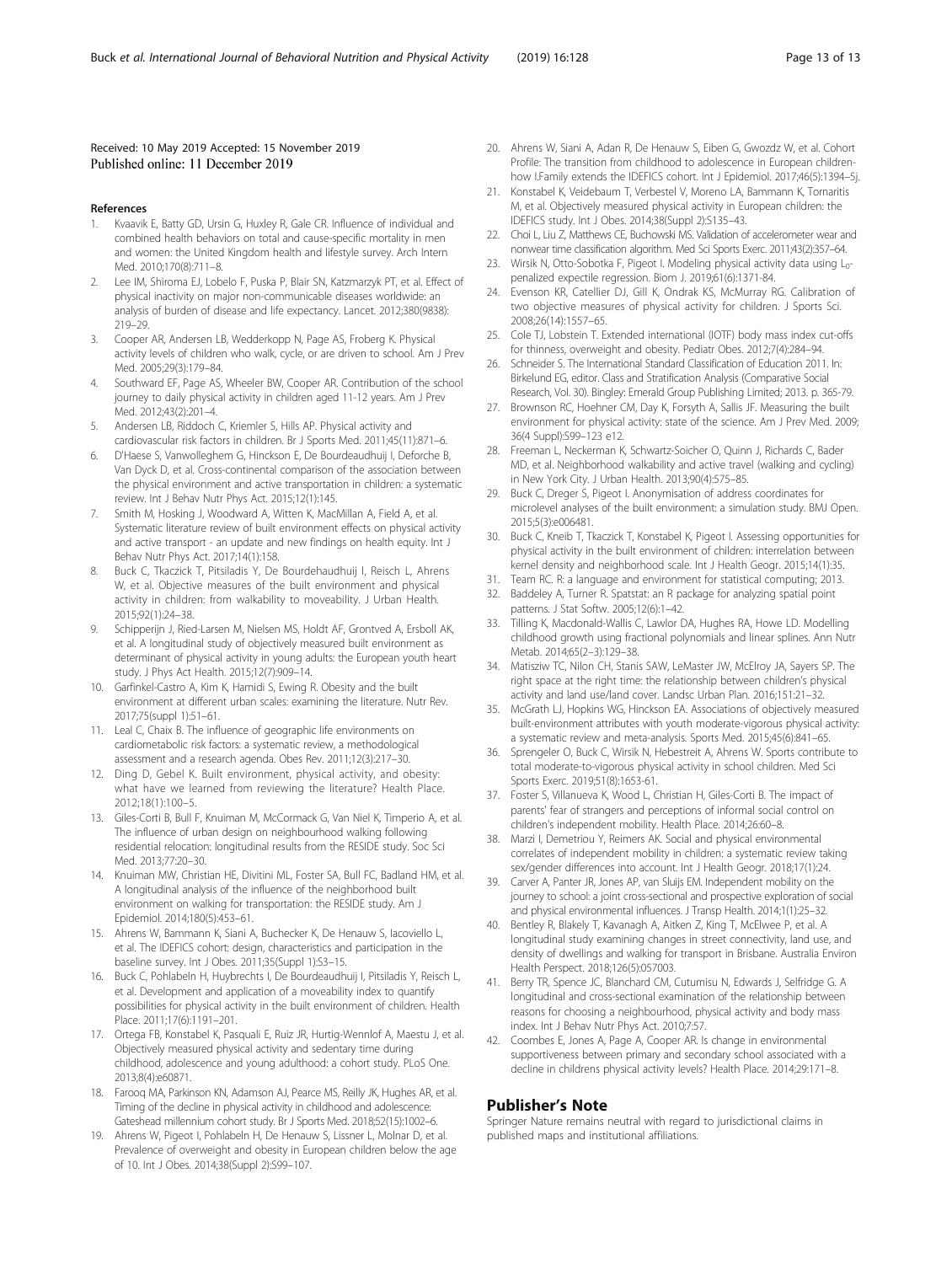Received: 10 May 2019 Accepted: 15 November 2019
Published online: 11 December 2019

## References

1. Kvaavik E, Batty GD, Ursin G, Huxley R, Gale CR. Influence of individual and combined health behaviors on total and cause-specific mortality in men and women: the United Kingdom health and lifestyle survey. Arch Intern Med. 2010;170(8):711–8.
2. Lee IM, Shiroma EJ, Lobelo F, Puska P, Blair SN, Katzmarzyk PT, et al. Effect of physical inactivity on major non-communicable diseases worldwide: an analysis of burden of disease and life expectancy. Lancet. 2012;380(9838): 219–29.
3. Cooper AR, Andersen LB, Wedderkopp N, Page AS, Froberg K. Physical activity levels of children who walk, cycle, or are driven to school. Am J Prev Med. 2005;29(3):179–84.
4. Southward EF, Page AS, Wheeler BW, Cooper AR. Contribution of the school journey to daily physical activity in children aged 11-12 years. Am J Prev Med. 2012;43(2):201–4.
5. Andersen LB, Riddoch C, Kriemler S, Hills AP. Physical activity and cardiovascular risk factors in children. Br J Sports Med. 2011;45(11):871–6.
6. D'Haese S, Vanwolleghem G, Hinckson E, De Bourdeaudhuij I, Deforche B, Van Dyck D, et al. Cross-continental comparison of the association between the physical environment and active transportation in children: a systematic review. Int J Behav Nutr Phys Act. 2015;12(1):145.
7. Smith M, Hosking J, Woodward A, Witten K, MacMillan A, Field A, et al. Systematic literature review of built environment effects on physical activity and active transport - an update and new findings on health equity. Int J Behav Nutr Phys Act. 2017;14(1):158.
8. Buck C, Tkaczick T, Pitsiladis Y, De Bourdehaudhuij I, Reisch L, Ahrens W, et al. Objective measures of the built environment and physical activity in children: from walkability to moveability. J Urban Health. 2015;92(1):24–38.
9. Schipperijn J, Ried-Larsen M, Nielsen MS, Holdt AF, Grontved A, Ersboll AK, et al. A longitudinal study of objectively measured built environment as determinant of physical activity in young adults: the European youth heart study. J Phys Act Health. 2015;12(7):909–14.
10. Garfinkel-Castro A, Kim K, Hamidi S, Ewing R. Obesity and the built environment at different urban scales: examining the literature. Nutr Rev. 2017;75(suppl 1):51–61.
11. Leal C, Chaix B. The influence of geographic life environments on cardiometabolic risk factors: a systematic review, a methodological assessment and a research agenda. Obes Rev. 2011;12(3):217–30.
12. Ding D, Gebel K. Built environment, physical activity, and obesity: what have we learned from reviewing the literature? Health Place. 2012;18(1):100–5.
13. Giles-Corti B, Bull F, Knuiman M, McCormack G, Van Niel K, Timperio A, et al. The influence of urban design on neighbourhood walking following residential relocation: longitudinal results from the RESIDE study. Soc Sci Med. 2013;77:20–30.
14. Knuiman MW, Christian HE, Divitini ML, Foster SA, Bull FC, Badland HM, et al. A longitudinal analysis of the influence of the neighborhood built environment on walking for transportation: the RESIDE study. Am J Epidemiol. 2014;180(5):453–61.
15. Ahrens W, Bammann K, Siani A, Buchecker K, De Henauw S, Iacoviello L, et al. The IDEFICS cohort: design, characteristics and participation in the baseline survey. Int J Obes. 2011;35(Suppl 1):S3–15.
16. Buck C, Pohlabeln H, Huybrechts I, De Bourdeaudhuij I, Pitsiladis Y, Reisch L, et al. Development and application of a moveability index to quantify possibilities for physical activity in the built environment of children. Health Place. 2011;17(6):1191–201.
17. Ortega FB, Konstabel K, Pasquali E, Ruiz JR, Hurtig-Wennlof A, Maestu J, et al. Objectively measured physical activity and sedentary time during childhood, adolescence and young adulthood: a cohort study. PLoS One. 2013;8(4):e60871.
18. Farooq MA, Parkinson KN, Adamson AJ, Pearce MS, Reilly JK, Hughes AR, et al. Timing of the decline in physical activity in childhood and adolescence: Gateshead millennium cohort study. Br J Sports Med. 2018;52(15):1002–6.
19. Ahrens W, Pigeot I, Pohlabeln H, De Henauw S, Lissner L, Molnar D, et al. Prevalence of overweight and obesity in European children below the age of 10. Int J Obes. 2014;38(Suppl 2):S99–107.
20. Ahrens W, Siani A, Adan R, De Henauw S, Eiben G, Gwozdz W, et al. Cohort Profile: The transition from childhood to adolescence in European children-how I.Family extends the IDEFICS cohort. Int J Epidemiol. 2017;46(5):1394–5j.
21. Konstabel K, Veidebaum T, Verbestel V, Moreno LA, Bammann K, Tornaritis M, et al. Objectively measured physical activity in European children: the IDEFICS study. Int J Obes. 2014;38(Suppl 2):S135–43.
22. Choi L, Liu Z, Matthews CE, Buchowski MS. Validation of accelerometer wear and nonwear time classification algorithm. Med Sci Sports Exerc. 2011;43(2):357–64.
23. Wirsik N, Otto-Sobotka F, Pigeot I. Modeling physical activity data using $L_0$-penalized expectile regression. Biom J. 2019;61(6):1371-84.
24. Evenson KR, Catellier DJ, Gill K, Ondrak KS, McMurray RG. Calibration of two objective measures of physical activity for children. J Sports Sci. 2008;26(14):1557–65.
25. Cole TJ, Lobstein T. Extended international (IOTF) body mass index cut-offs for thinness, overweight and obesity. Pediatr Obes. 2012;7(4):284–94.
26. Schneider S. The International Standard Classification of Education 2011. In: Birkelund EG, editor. Class and Stratification Analysis (Comparative Social Research, Vol. 30). Bingley: Emerald Group Publishing Limited; 2013. p. 365-79.
27. Brownson RC, Hoehner CM, Day K, Forsyth A, Sallis JF. Measuring the built environment for physical activity: state of the science. Am J Prev Med. 2009; 36(4 Suppl):S99–123 e12.
28. Freeman L, Neckerman K, Schwartz-Soicher O, Quinn J, Richards C, Bader MD, et al. Neighborhood walkability and active travel (walking and cycling) in New York City. J Urban Health. 2013;90(4):575–85.
29. Buck C, Dreger S, Pigeot I. Anonymisation of address coordinates for microlevel analyses of the built environment: a simulation study. BMJ Open. 2015;5(3):e006481.
30. Buck C, Kneib T, Tkaczick T, Konstabel K, Pigeot I. Assessing opportunities for physical activity in the built environment of children: interrelation between kernel density and neighborhood scale. Int J Health Geogr. 2015;14(1):35.
31. Team RC. R: a language and environment for statistical computing; 2013.
32. Baddeley A, Turner R. Spatstat: an R package for analyzing spatial point patterns. J Stat Softw. 2005;12(6):1–42.
33. Tilling K, Macdonald-Wallis C, Lawlor DA, Hughes RA, Howe LD. Modelling childhood growth using fractional polynomials and linear splines. Ann Nutr Metab. 2014;65(2–3):129–38.
34. Matisziw TC, Nilon CH, Stanis SAW, LeMaster JW, McElroy JA, Sayers SP. The right space at the right time: the relationship between children's physical activity and land use/land cover. Landsc Urban Plan. 2016;151:21–32.
35. McGrath LJ, Hopkins WG, Hinckson EA. Associations of objectively measured built-environment attributes with youth moderate-vigorous physical activity: a systematic review and meta-analysis. Sports Med. 2015;45(6):841–65.
36. Sprengeler O, Buck C, Wirsik N, Hebestreit A, Ahrens W. Sports contribute to total moderate-to-vigorous physical activity in school children. Med Sci Sports Exerc. 2019;51(8):1653-61.
37. Foster S, Villanueva K, Wood L, Christian H, Giles-Corti B. The impact of parents' fear of strangers and perceptions of informal social control on children's independent mobility. Health Place. 2014;26:60–8.
38. Marzi I, Demetriou Y, Reimers AK. Social and physical environmental correlates of independent mobility in children: a systematic review taking sex/gender differences into account. Int J Health Geogr. 2018;17(1):24.
39. Carver A, Panter JR, Jones AP, van Sluijs EM. Independent mobility on the journey to school: a joint cross-sectional and prospective exploration of social and physical environmental influences. J Transp Health. 2014;1(1):25–32.
40. Bentley R, Blakely T, Kavanagh A, Aitken Z, King T, McElwee P, et al. A longitudinal study examining changes in street connectivity, land use, and density of dwellings and walking for transport in Brisbane. Australia Environ Health Perspect. 2018;126(5):057003.
41. Berry TR, Spence JC, Blanchard CM, Cutumisu N, Edwards J, Selfridge G. A longitudinal and cross-sectional examination of the relationship between reasons for choosing a neighbourhood, physical activity and body mass index. Int J Behav Nutr Phys Act. 2010;7:57.
42. Coombes E, Jones A, Page A, Cooper AR. Is change in environmental supportiveness between primary and secondary school associated with a decline in childrens physical activity levels? Health Place. 2014;29:171–8.

## Publisher's Note

Springer Nature remains neutral with regard to jurisdictional claims in published maps and institutional affiliations.